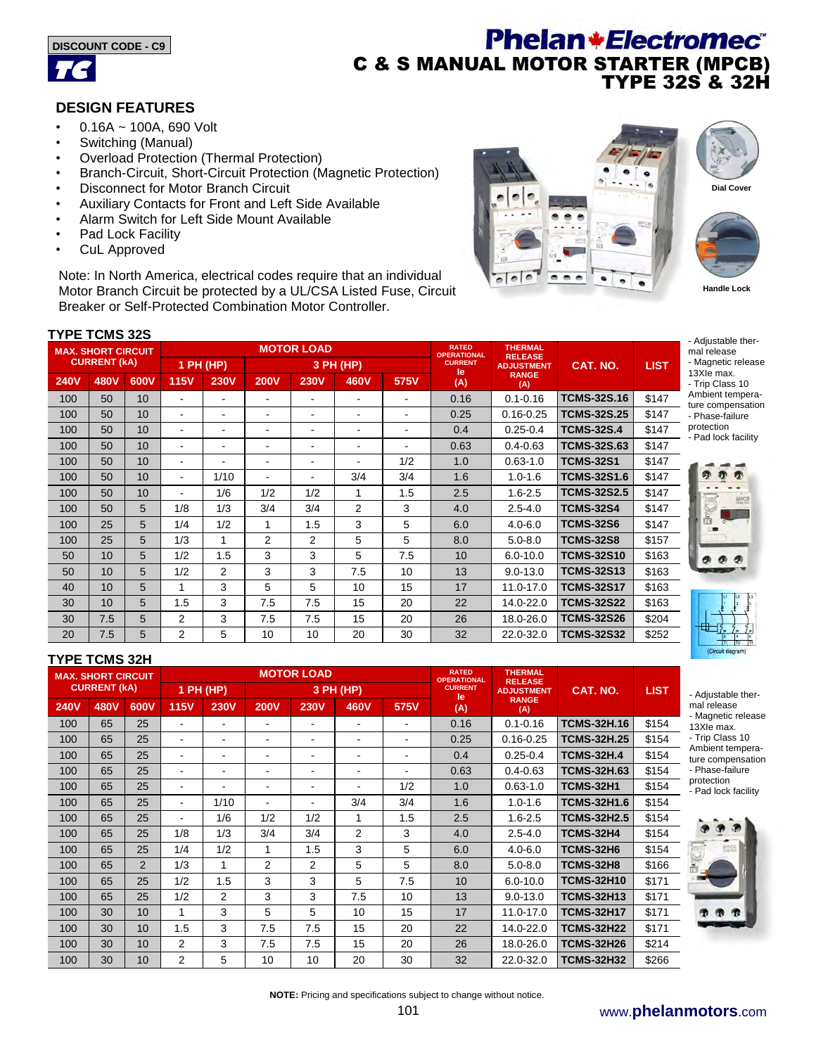DISCOUNT CODE - C9

# Phelan Electromec

## C & S MANUAL MOTOR STARTER (MPCB) TYPE 32S & 32H

### DESIGN FEATURES

- 0.16A ~ 100A, 690 Volt
- Switching (Manual)
- Overload Protection (Thermal Protection)
- Branch-Circuit, Short-Circuit Protection (Magnetic Protection)
- Disconnect for Motor Branch Circuit
- Auxiliary Contacts for Front and Left Side Available
- Alarm Switch for Left Side Mount Available
- Pad Lock Facility
- CuL Approved

Note: In North America, electrical codes require that an individual Motor Branch Circuit be protected by a UL/CSA Listed Fuse, Circuit Breaker or Self-Protected Combination Motor Controller.

Dial Cover

Handle Lock

### TYPE TCMS 32S

| MAX. SHORT CIRCUIT CURRENT (kA) | | | MOTOR LOAD | | | | | | RATED OPERATIONAL CURRENT Ie (A) | THERMAL RELEASE ADJUSTMENT RANGE (A) | CAT. NO. | LIST |
|---|---|---|---|---|---|---|---|---|---|---|---|---|
| | | | 1 PH (HP) | | 3 PH (HP) | | | | | | | |
| 240V | 480V | 600V | 115V | 230V | 200V | 230V | 460V | 575V | | | | |
| 100 | 50 | 10 | - | - | - | - | - | - | 0.16 | 0.1-0.16 | TCMS-32S.16 | $147 |
| 100 | 50 | 10 | - | - | - | - | - | - | 0.25 | 0.16-0.25 | TCMS-32S.25 | $147 |
| 100 | 50 | 10 | - | - | - | - | - | - | 0.4 | 0.25-0.4 | TCMS-32S.4 | $147 |
| 100 | 50 | 10 | - | - | - | - | - | - | 0.63 | 0.4-0.63 | TCMS-32S.63 | $147 |
| 100 | 50 | 10 | - | - | - | - | - | 1/2 | 1.0 | 0.63-1.0 | TCMS-32S1 | $147 |
| 100 | 50 | 10 | - | 1/10 | - | - | 3/4 | 3/4 | 1.6 | 1.0-1.6 | TCMS-32S1.6 | $147 |
| 100 | 50 | 10 | - | 1/6 | 1/2 | 1/2 | 1 | 1.5 | 2.5 | 1.6-2.5 | TCMS-32S2.5 | $147 |
| 100 | 50 | 5 | 1/8 | 1/3 | 3/4 | 3/4 | 2 | 3 | 4.0 | 2.5-4.0 | TCMS-32S4 | $147 |
| 100 | 25 | 5 | 1/4 | 1/2 | 1 | 1.5 | 3 | 5 | 6.0 | 4.0-6.0 | TCMS-32S6 | $147 |
| 100 | 25 | 5 | 1/3 | 1 | 2 | 2 | 5 | 5 | 8.0 | 5.0-8.0 | TCMS-32S8 | $157 |
| 50 | 10 | 5 | 1/2 | 1.5 | 3 | 3 | 5 | 7.5 | 10 | 6.0-10.0 | TCMS-32S10 | $163 |
| 50 | 10 | 5 | 1/2 | 2 | 3 | 3 | 7.5 | 10 | 13 | 9.0-13.0 | TCMS-32S13 | $163 |
| 40 | 10 | 5 | 1 | 3 | 5 | 5 | 10 | 15 | 17 | 11.0-17.0 | TCMS-32S17 | $163 |
| 30 | 10 | 5 | 1.5 | 3 | 7.5 | 7.5 | 15 | 20 | 22 | 14.0-22.0 | TCMS-32S22 | $163 |
| 30 | 7.5 | 5 | 2 | 3 | 7.5 | 7.5 | 15 | 20 | 26 | 18.0-26.0 | TCMS-32S26 | $204 |
| 20 | 7.5 | 5 | 2 | 5 | 10 | 10 | 20 | 30 | 32 | 22.0-32.0 | TCMS-32S32 | $252 |

- Adjustable thermal release
- Magnetic release 13XIe max.
- Trip Class 10 Ambient temperature compensation
- Phase-failure protection
- Pad lock facility

(Circuit diagram)

### TYPE TCMS 32H

| MAX. SHORT CIRCUIT CURRENT (kA) | | | MOTOR LOAD | | | | | | RATED OPERATIONAL CURRENT Ie (A) | THERMAL RELEASE ADJUSTMENT RANGE (A) | CAT. NO. | LIST |
|---|---|---|---|---|---|---|---|---|---|---|---|---|
| | | | 1 PH (HP) | | 3 PH (HP) | | | | | | | |
| 240V | 480V | 600V | 115V | 230V | 200V | 230V | 460V | 575V | | | | |
| 100 | 65 | 25 | - | - | - | - | - | - | 0.16 | 0.1-0.16 | TCMS-32H.16 | $154 |
| 100 | 65 | 25 | - | - | - | - | - | - | 0.25 | 0.16-0.25 | TCMS-32H.25 | $154 |
| 100 | 65 | 25 | - | - | - | - | - | - | 0.4 | 0.25-0.4 | TCMS-32H.4 | $154 |
| 100 | 65 | 25 | - | - | - | - | - | - | 0.63 | 0.4-0.63 | TCMS-32H.63 | $154 |
| 100 | 65 | 25 | - | - | - | - | - | 1/2 | 1.0 | 0.63-1.0 | TCMS-32H1 | $154 |
| 100 | 65 | 25 | - | 1/10 | - | - | 3/4 | 3/4 | 1.6 | 1.0-1.6 | TCMS-32H1.6 | $154 |
| 100 | 65 | 25 | - | 1/6 | 1/2 | 1/2 | 1 | 1.5 | 2.5 | 1.6-2.5 | TCMS-32H2.5 | $154 |
| 100 | 65 | 25 | 1/8 | 1/3 | 3/4 | 3/4 | 2 | 3 | 4.0 | 2.5-4.0 | TCMS-32H4 | $154 |
| 100 | 65 | 25 | 1/4 | 1/2 | 1 | 1.5 | 3 | 5 | 6.0 | 4.0-6.0 | TCMS-32H6 | $154 |
| 100 | 65 | 2 | 1/3 | 1 | 2 | 2 | 5 | 5 | 8.0 | 5.0-8.0 | TCMS-32H8 | $166 |
| 100 | 65 | 25 | 1/2 | 1.5 | 3 | 3 | 5 | 7.5 | 10 | 6.0-10.0 | TCMS-32H10 | $171 |
| 100 | 65 | 25 | 1/2 | 2 | 3 | 3 | 7.5 | 10 | 13 | 9.0-13.0 | TCMS-32H13 | $171 |
| 100 | 30 | 10 | 1 | 3 | 5 | 5 | 10 | 15 | 17 | 11.0-17.0 | TCMS-32H17 | $171 |
| 100 | 30 | 10 | 1.5 | 3 | 7.5 | 7.5 | 15 | 20 | 22 | 14.0-22.0 | TCMS-32H22 | $171 |
| 100 | 30 | 10 | 2 | 3 | 7.5 | 7.5 | 15 | 20 | 26 | 18.0-26.0 | TCMS-32H26 | $214 |
| 100 | 30 | 10 | 2 | 5 | 10 | 10 | 20 | 30 | 32 | 22.0-32.0 | TCMS-32H32 | $266 |

- Adjustable thermal release
- Magnetic release 13XIe max.
- Trip Class 10 Ambient temperature compensation
- Phase-failure protection
- Pad lock facility

**NOTE:** Pricing and specifications subject to change without notice.

www.phelanmotors.com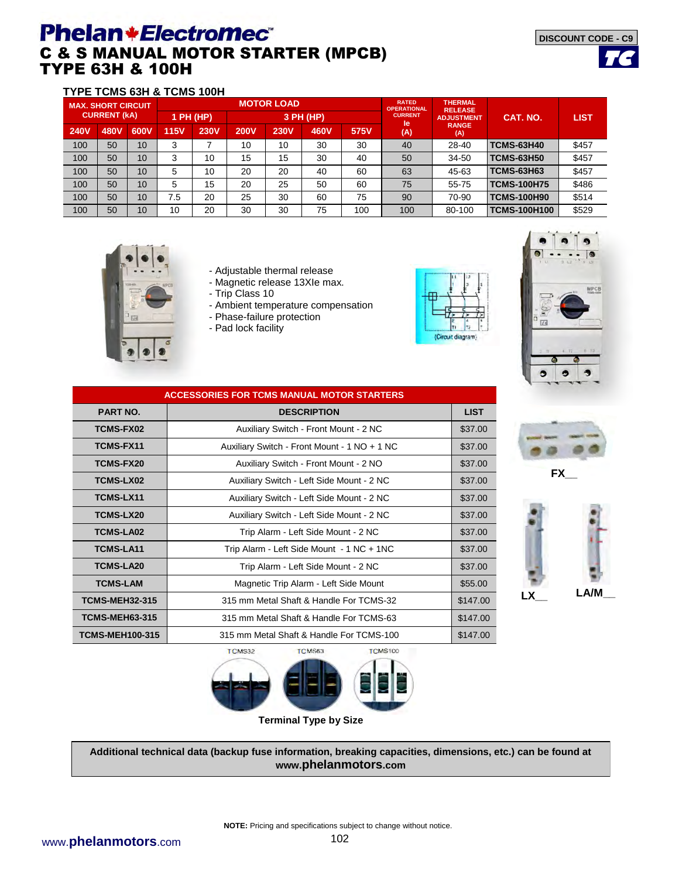# Phelan Electromec™

## C & S MANUAL MOTOR STARTER (MPCB) TYPE 63H & 100H

DISCOUNT CODE - C9

### TYPE TCMS 63H & TCMS 100H

| MAX. SHORT CIRCUIT CURRENT (kA) | | | MOTOR LOAD | | | | | | | RATED OPERATIONAL CURRENT Ie (A) | THERMAL RELEASE ADJUSTMENT RANGE (A) | CAT. NO. | LIST |
|---|---|---|---|---|---|---|---|---|---|---|---|---|---|
| | | | 1 PH (HP) | | 3 PH (HP) | | | | | | | | |
| 240V | 480V | 600V | 115V | 230V | 200V | 230V | 460V | 575V | | | | | |
| 100 | 50 | 10 | 3 | 7 | 10 | 10 | 30 | 30 | 40 | 28-40 | TCMS-63H40 | $457 |
| 100 | 50 | 10 | 3 | 10 | 15 | 15 | 30 | 40 | 50 | 34-50 | TCMS-63H50 | $457 |
| 100 | 50 | 10 | 5 | 10 | 20 | 20 | 40 | 60 | 63 | 45-63 | TCMS-63H63 | $457 |
| 100 | 50 | 10 | 5 | 15 | 20 | 25 | 50 | 60 | 75 | 55-75 | TCMS-100H75 | $486 |
| 100 | 50 | 10 | 7.5 | 20 | 25 | 30 | 60 | 75 | 90 | 70-90 | TCMS-100H90 | $514 |
| 100 | 50 | 10 | 10 | 20 | 30 | 30 | 75 | 100 | 100 | 80-100 | TCMS-100H100 | $529 |

- Adjustable thermal release
- Magnetic release 13XIe max.
- Trip Class 10
- Ambient temperature compensation
- Phase-failure protection
- Pad lock facility

(Circuit diagram)

| ACCESSORIES FOR TCMS MANUAL MOTOR STARTERS | | |
|---|---|---|
| PART NO. | DESCRIPTION | LIST |
| TCMS-FX02 | Auxiliary Switch - Front Mount - 2 NC | $37.00 |
| TCMS-FX11 | Auxiliary Switch - Front Mount - 1 NO + 1 NC | $37.00 |
| TCMS-FX20 | Auxiliary Switch - Front Mount - 2 NO | $37.00 |
| TCMS-LX02 | Auxiliary Switch - Left Side Mount - 2 NC | $37.00 |
| TCMS-LX11 | Auxiliary Switch - Left Side Mount - 2 NC | $37.00 |
| TCMS-LX20 | Auxiliary Switch - Left Side Mount - 2 NC | $37.00 |
| TCMS-LA02 | Trip Alarm - Left Side Mount - 2 NC | $37.00 |
| TCMS-LA11 | Trip Alarm - Left Side Mount - 1 NC + 1NC | $37.00 |
| TCMS-LA20 | Trip Alarm - Left Side Mount - 2 NC | $37.00 |
| TCMS-LAM | Magnetic Trip Alarm - Left Side Mount | $55.00 |
| TCMS-MEH32-315 | 315 mm Metal Shaft & Handle For TCMS-32 | $147.00 |
| TCMS-MEH63-315 | 315 mm Metal Shaft & Handle For TCMS-63 | $147.00 |
| TCMS-MEH100-315 | 315 mm Metal Shaft & Handle For TCMS-100 | $147.00 |

FX__

LX__

LA/M__

TCMS32 TCMS63 TCMS100

**Terminal Type by Size**

**Additional technical data (backup fuse information, breaking capacities, dimensions, etc.) can be found at www.phelanmotors.com**

**NOTE:** Pricing and specifications subject to change without notice.